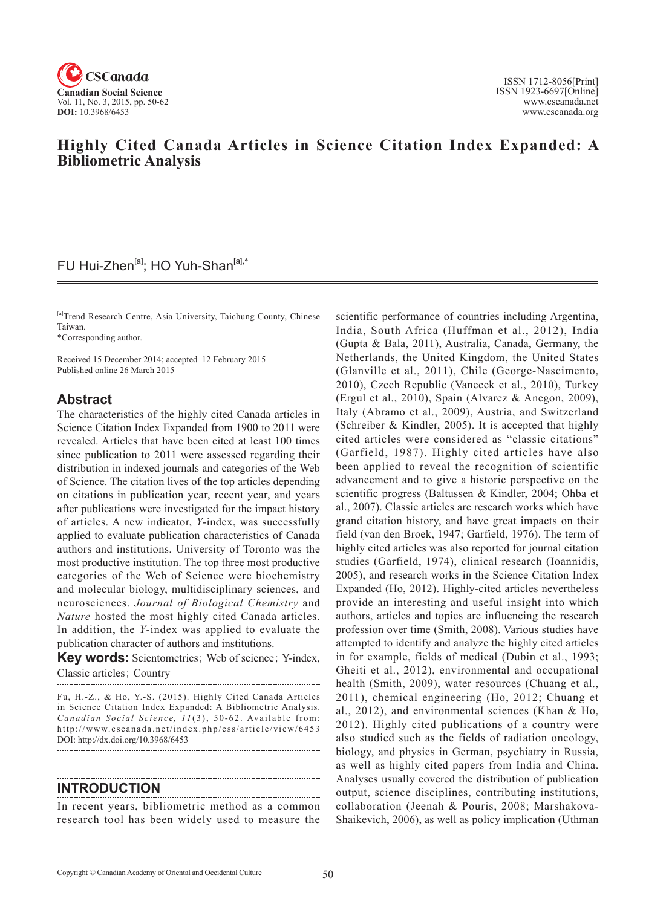# Highly Cited Canada Articles in Science Citation Index Expanded: A Bibliometric Analysis

FU Hui-Zhen[a]; HO Yuh-Shan[a],*

[a]Trend Research Centre, Asia University, Taichung County, Chinese Taiwan.

*Corresponding author.

Received 15 December 2014; accepted 12 February 2015
Published online 26 March 2015

## Abstract

The characteristics of the highly cited Canada articles in Science Citation Index Expanded from 1900 to 2011 were revealed. Articles that have been cited at least 100 times since publication to 2011 were assessed regarding their distribution in indexed journals and categories of the Web of Science. The citation lives of the top articles depending on citations in publication year, recent year, and years after publications were investigated for the impact history of articles. A new indicator, *Y*-index, was successfully applied to evaluate publication characteristics of Canada authors and institutions. University of Toronto was the most productive institution. The top three most productive categories of the Web of Science were biochemistry and molecular biology, multidisciplinary sciences, and neurosciences. *Journal of Biological Chemistry* and *Nature* hosted the most highly cited Canada articles. In addition, the *Y*-index was applied to evaluate the publication character of authors and institutions.

**Key words:** Scientometrics; Web of science; Y-index, Classic articles; Country

Fu, H.-Z., & Ho, Y.-S. (2015). Highly Cited Canada Articles in Science Citation Index Expanded: A Bibliometric Analysis. *Canadian Social Science, 11*(3), 50-62. Available from: http://www.cscanada.net/index.php/css/article/view/6453
DOI: http://dx.doi.org/10.3968/6453

## INTRODUCTION

In recent years, bibliometric method as a common research tool has been widely used to measure the scientific performance of countries including Argentina, India, South Africa (Huffman et al., 2012), India (Gupta & Bala, 2011), Australia, Canada, Germany, the Netherlands, the United Kingdom, the United States (Glanville et al., 2011), Chile (George-Nascimento, 2010), Czech Republic (Vanecek et al., 2010), Turkey (Ergul et al., 2010), Spain (Alvarez & Anegon, 2009), Italy (Abramo et al., 2009), Austria, and Switzerland (Schreiber & Kindler, 2005). It is accepted that highly cited articles were considered as "classic citations" (Garfield, 1987). Highly cited articles have also been applied to reveal the recognition of scientific advancement and to give a historic perspective on the scientific progress (Baltussen & Kindler, 2004; Ohba et al., 2007). Classic articles are research works which have grand citation history, and have great impacts on their field (van den Broek, 1947; Garfield, 1976). The term of highly cited articles was also reported for journal citation studies (Garfield, 1974), clinical research (Ioannidis, 2005), and research works in the Science Citation Index Expanded (Ho, 2012). Highly-cited articles nevertheless provide an interesting and useful insight into which authors, articles and topics are influencing the research profession over time (Smith, 2008). Various studies have attempted to identify and analyze the highly cited articles in for example, fields of medical (Dubin et al., 1993; Gheiti et al., 2012), environmental and occupational health (Smith, 2009), water resources (Chuang et al., 2011), chemical engineering (Ho, 2012; Chuang et al., 2012), and environmental sciences (Khan & Ho, 2012). Highly cited publications of a country were also studied such as the fields of radiation oncology, biology, and physics in German, psychiatry in Russia, as well as highly cited papers from India and China. Analyses usually covered the distribution of publication output, science disciplines, contributing institutions, collaboration (Jeenah & Pouris, 2008; Marshakova-Shaikevich, 2006), as well as policy implication (Uthman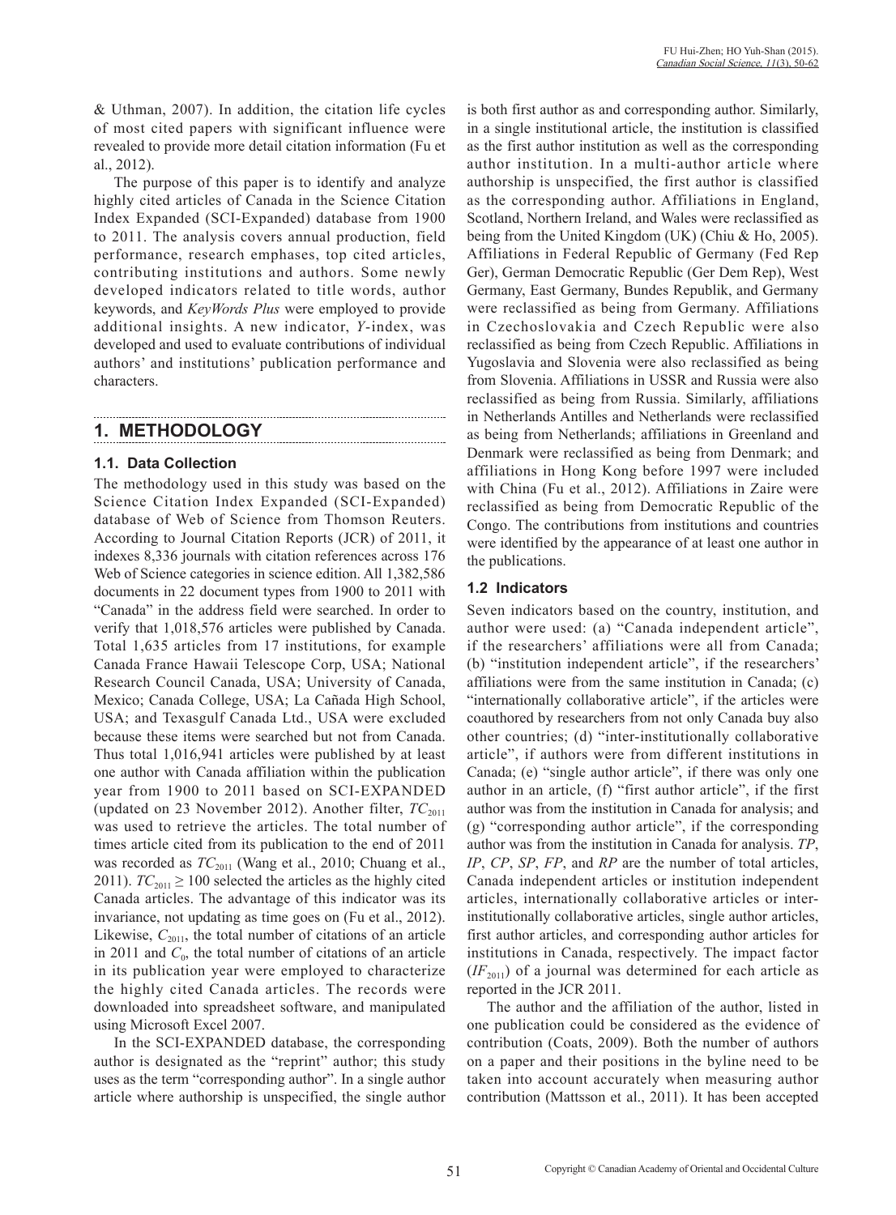& Uthman, 2007). In addition, the citation life cycles of most cited papers with significant influence were revealed to provide more detail citation information (Fu et al., 2012).

The purpose of this paper is to identify and analyze highly cited articles of Canada in the Science Citation Index Expanded (SCI-Expanded) database from 1900 to 2011. The analysis covers annual production, field performance, research emphases, top cited articles, contributing institutions and authors. Some newly developed indicators related to title words, author keywords, and *KeyWords Plus* were employed to provide additional insights. A new indicator, *Y*-index, was developed and used to evaluate contributions of individual authors' and institutions' publication performance and characters.

## 1. METHODOLOGY

### 1.1. Data Collection

The methodology used in this study was based on the Science Citation Index Expanded (SCI-Expanded) database of Web of Science from Thomson Reuters. According to Journal Citation Reports (JCR) of 2011, it indexes 8,336 journals with citation references across 176 Web of Science categories in science edition. All 1,382,586 documents in 22 document types from 1900 to 2011 with "Canada" in the address field were searched. In order to verify that 1,018,576 articles were published by Canada. Total 1,635 articles from 17 institutions, for example Canada France Hawaii Telescope Corp, USA; National Research Council Canada, USA; University of Canada, Mexico; Canada College, USA; La Cañada High School, USA; and Texasgulf Canada Ltd., USA were excluded because these items were searched but not from Canada. Thus total 1,016,941 articles were published by at least one author with Canada affiliation within the publication year from 1900 to 2011 based on SCI-EXPANDED (updated on 23 November 2012). Another filter, $TC_{2011}$ was used to retrieve the articles. The total number of times article cited from its publication to the end of 2011 was recorded as $TC_{2011}$ (Wang et al., 2010; Chuang et al., 2011). $TC_{2011} \geq 100$ selected the articles as the highly cited Canada articles. The advantage of this indicator was its invariance, not updating as time goes on (Fu et al., 2012). Likewise, $C_{2011}$, the total number of citations of an article in 2011 and $C_0$, the total number of citations of an article in its publication year were employed to characterize the highly cited Canada articles. The records were downloaded into spreadsheet software, and manipulated using Microsoft Excel 2007.

In the SCI-EXPANDED database, the corresponding author is designated as the "reprint" author; this study uses as the term "corresponding author". In a single author article where authorship is unspecified, the single author is both first author as and corresponding author. Similarly, in a single institutional article, the institution is classified as the first author institution as well as the corresponding author institution. In a multi-author article where authorship is unspecified, the first author is classified as the corresponding author. Affiliations in England, Scotland, Northern Ireland, and Wales were reclassified as being from the United Kingdom (UK) (Chiu & Ho, 2005). Affiliations in Federal Republic of Germany (Fed Rep Ger), German Democratic Republic (Ger Dem Rep), West Germany, East Germany, Bundes Republik, and Germany were reclassified as being from Germany. Affiliations in Czechoslovakia and Czech Republic were also reclassified as being from Czech Republic. Affiliations in Yugoslavia and Slovenia were also reclassified as being from Slovenia. Affiliations in USSR and Russia were also reclassified as being from Russia. Similarly, affiliations in Netherlands Antilles and Netherlands were reclassified as being from Netherlands; affiliations in Greenland and Denmark were reclassified as being from Denmark; and affiliations in Hong Kong before 1997 were included with China (Fu et al., 2012). Affiliations in Zaire were reclassified as being from Democratic Republic of the Congo. The contributions from institutions and countries were identified by the appearance of at least one author in the publications.

### 1.2 Indicators

Seven indicators based on the country, institution, and author were used: (a) "Canada independent article", if the researchers' affiliations were all from Canada; (b) "institution independent article", if the researchers' affiliations were from the same institution in Canada; (c) "internationally collaborative article", if the articles were coauthored by researchers from not only Canada buy also other countries; (d) "inter-institutionally collaborative article", if authors were from different institutions in Canada; (e) "single author article", if there was only one author in an article, (f) "first author article", if the first author was from the institution in Canada for analysis; and (g) "corresponding author article", if the corresponding author was from the institution in Canada for analysis. *TP*, *IP*, *CP*, *SP*, *FP*, and *RP* are the number of total articles, Canada independent articles or institution independent articles, internationally collaborative articles or inter-institutionally collaborative articles, single author articles, first author articles, and corresponding author articles for institutions in Canada, respectively. The impact factor ($IF_{2011}$) of a journal was determined for each article as reported in the JCR 2011.

The author and the affiliation of the author, listed in one publication could be considered as the evidence of contribution (Coats, 2009). Both the number of authors on a paper and their positions in the byline need to be taken into account accurately when measuring author contribution (Mattsson et al., 2011). It has been accepted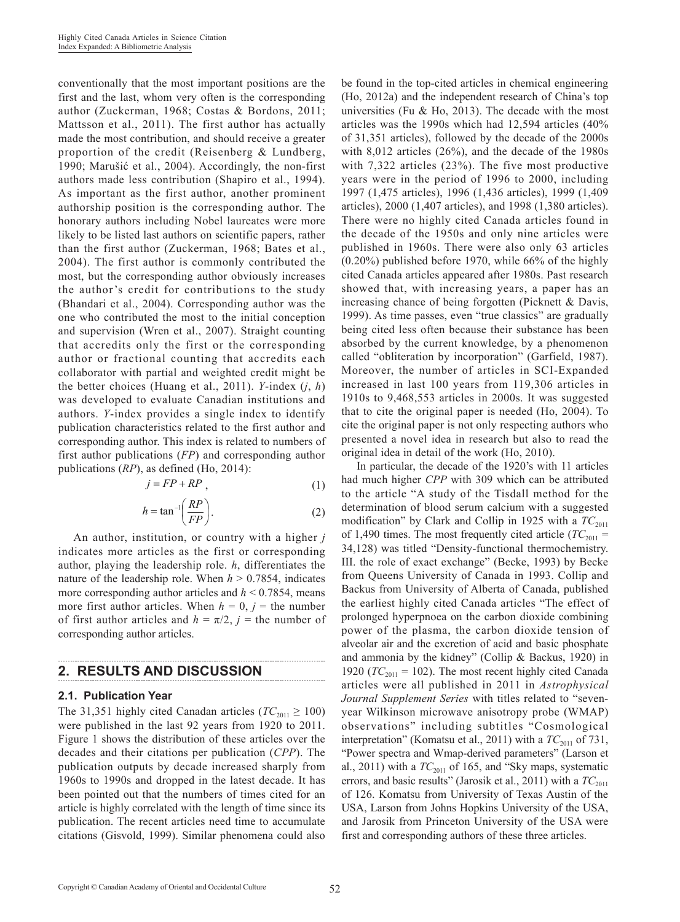conventionally that the most important positions are the first and the last, whom very often is the corresponding author (Zuckerman, 1968; Costas & Bordons, 2011; Mattsson et al., 2011). The first author has actually made the most contribution, and should receive a greater proportion of the credit (Reisenberg & Lundberg, 1990; Marušić et al., 2004). Accordingly, the non-first authors made less contribution (Shapiro et al., 1994). As important as the first author, another prominent authorship position is the corresponding author. The honorary authors including Nobel laureates were more likely to be listed last authors on scientific papers, rather than the first author (Zuckerman, 1968; Bates et al., 2004). The first author is commonly contributed the most, but the corresponding author obviously increases the author's credit for contributions to the study (Bhandari et al., 2004). Corresponding author was the one who contributed the most to the initial conception and supervision (Wren et al., 2007). Straight counting that accredits only the first or the corresponding author or fractional counting that accredits each collaborator with partial and weighted credit might be the better choices (Huang et al., 2011). *Y*-index (*j*, *h*) was developed to evaluate Canadian institutions and authors. *Y*-index provides a single index to identify publication characteristics related to the first author and corresponding author. This index is related to numbers of first author publications (*FP*) and corresponding author publications (*RP*), as defined (Ho, 2014):

$$j = FP + RP\,, \tag{1}$$

$$h = \tan^{-1}\left(\frac{RP}{FP}\right). \tag{2}$$

An author, institution, or country with a higher *j* indicates more articles as the first or corresponding author, playing the leadership role. *h*, differentiates the nature of the leadership role. When $h > 0.7854$, indicates more corresponding author articles and $h < 0.7854$, means more first author articles. When $h = 0$, $j$ = the number of first author articles and $h = \pi/2$, $j$ = the number of corresponding author articles.

## 2. RESULTS AND DISCUSSION

### 2.1. Publication Year

The 31,351 highly cited Canadian articles ($TC_{2011} \geq 100$) were published in the last 92 years from 1920 to 2011. Figure 1 shows the distribution of these articles over the decades and their citations per publication (*CPP*). The publication outputs by decade increased sharply from 1960s to 1990s and dropped in the latest decade. It has been pointed out that the numbers of times cited for an article is highly correlated with the length of time since its publication. The recent articles need time to accumulate citations (Gisvold, 1999). Similar phenomena could also be found in the top-cited articles in chemical engineering (Ho, 2012a) and the independent research of China's top universities (Fu & Ho, 2013). The decade with the most articles was the 1990s which had 12,594 articles (40% of 31,351 articles), followed by the decade of the 2000s with 8,012 articles (26%), and the decade of the 1980s with 7,322 articles (23%). The five most productive years were in the period of 1996 to 2000, including 1997 (1,475 articles), 1996 (1,436 articles), 1999 (1,409 articles), 2000 (1,407 articles), and 1998 (1,380 articles). There were no highly cited Canada articles found in the decade of the 1950s and only nine articles were published in 1960s. There were also only 63 articles (0.20%) published before 1970, while 66% of the highly cited Canada articles appeared after 1980s. Past research showed that, with increasing years, a paper has an increasing chance of being forgotten (Picknett & Davis, 1999). As time passes, even "true classics" are gradually being cited less often because their substance has been absorbed by the current knowledge, by a phenomenon called "obliteration by incorporation" (Garfield, 1987). Moreover, the number of articles in SCI-Expanded increased in last 100 years from 119,306 articles in 1910s to 9,468,553 articles in 2000s. It was suggested that to cite the original paper is needed (Ho, 2004). To cite the original paper is not only respecting authors who presented a novel idea in research but also to read the original idea in detail of the work (Ho, 2010).

In particular, the decade of the 1920's with 11 articles had much higher *CPP* with 309 which can be attributed to the article "A study of the Tisdall method for the determination of blood serum calcium with a suggested modification" by Clark and Collip in 1925 with a $TC_{2011}$ of 1,490 times. The most frequently cited article ($TC_{2011}$ = 34,128) was titled "Density-functional thermochemistry. III. the role of exact exchange" (Becke, 1993) by Becke from Queens University of Canada in 1993. Collip and Backus from University of Alberta of Canada, published the earliest highly cited Canada articles "The effect of prolonged hyperpnoea on the carbon dioxide combining power of the plasma, the carbon dioxide tension of alveolar air and the excretion of acid and basic phosphate and ammonia by the kidney" (Collip & Backus, 1920) in 1920 ($TC_{2011}$ = 102). The most recent highly cited Canada articles were all published in 2011 in *Astrophysical Journal Supplement Series* with titles related to "seven-year Wilkinson microwave anisotropy probe (WMAP) observations" including subtitles "Cosmological interpretation" (Komatsu et al., 2011) with a $TC_{2011}$ of 731, "Power spectra and Wmap-derived parameters" (Larson et al., 2011) with a $TC_{2011}$ of 165, and "Sky maps, systematic errors, and basic results" (Jarosik et al., 2011) with a $TC_{2011}$ of 126. Komatsu from University of Texas Austin of the USA, Larson from Johns Hopkins University of the USA, and Jarosik from Princeton University of the USA were first and corresponding authors of these three articles.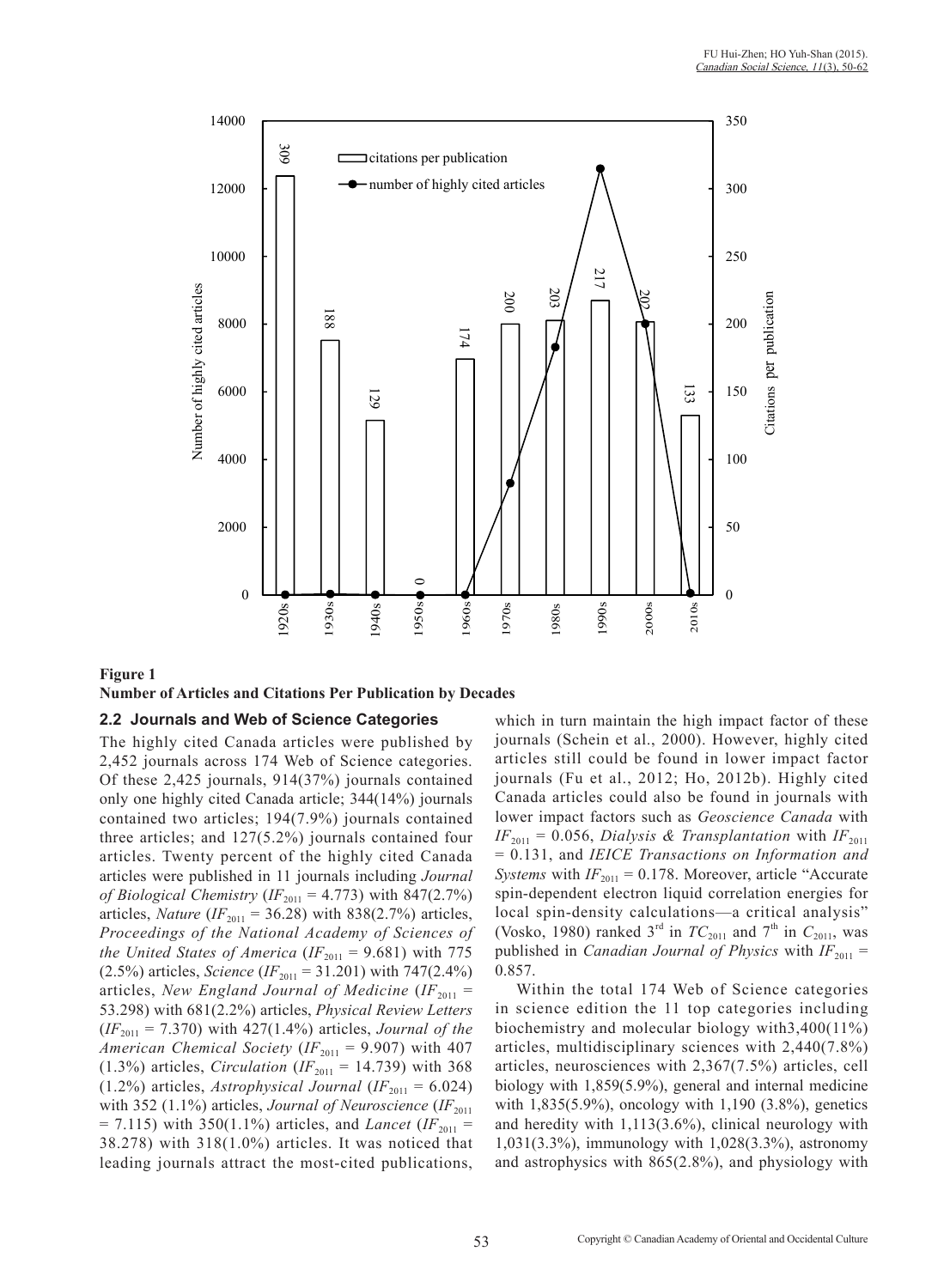**Figure 1**
**Number of Articles and Citations Per Publication by Decades**

### 2.2 Journals and Web of Science Categories

The highly cited Canada articles were published by 2,452 journals across 174 Web of Science categories. Of these 2,425 journals, 914(37%) journals contained only one highly cited Canada article; 344(14%) journals contained two articles; 194(7.9%) journals contained three articles; and 127(5.2%) journals contained four articles. Twenty percent of the highly cited Canada articles were published in 11 journals including *Journal of Biological Chemistry* ($IF_{2011}$ = 4.773) with 847(2.7%) articles, *Nature* ($IF_{2011}$ = 36.28) with 838(2.7%) articles, *Proceedings of the National Academy of Sciences of the United States of America* ($IF_{2011}$ = 9.681) with 775 (2.5%) articles, *Science* ($IF_{2011}$ = 31.201) with 747(2.4%) articles, *New England Journal of Medicine* ($IF_{2011}$ = 53.298) with 681(2.2%) articles, *Physical Review Letters* ($IF_{2011}$ = 7.370) with 427(1.4%) articles, *Journal of the American Chemical Society* ($IF_{2011}$ = 9.907) with 407 (1.3%) articles, *Circulation* ($IF_{2011}$ = 14.739) with 368 (1.2%) articles, *Astrophysical Journal* ($IF_{2011}$ = 6.024) with 352 (1.1%) articles, *Journal of Neuroscience* ($IF_{2011}$ = 7.115) with 350(1.1%) articles, and *Lancet* ($IF_{2011}$ = 38.278) with 318(1.0%) articles. It was noticed that leading journals attract the most-cited publications, which in turn maintain the high impact factor of these journals (Schein et al., 2000). However, highly cited articles still could be found in lower impact factor journals (Fu et al., 2012; Ho, 2012b). Highly cited Canada articles could also be found in journals with lower impact factors such as *Geoscience Canada* with $IF_{2011}$ = 0.056, *Dialysis & Transplantation* with $IF_{2011}$ = 0.131, and *IEICE Transactions on Information and Systems* with $IF_{2011}$ = 0.178. Moreover, article "Accurate spin-dependent electron liquid correlation energies for local spin-density calculations—a critical analysis" (Vosko, 1980) ranked 3rd in $TC_{2011}$ and 7th in $C_{2011}$, was published in *Canadian Journal of Physics* with $IF_{2011}$ = 0.857.

Within the total 174 Web of Science categories in science edition the 11 top categories including biochemistry and molecular biology with3,400(11%) articles, multidisciplinary sciences with 2,440(7.8%) articles, neurosciences with 2,367(7.5%) articles, cell biology with 1,859(5.9%), general and internal medicine with 1,835(5.9%), oncology with 1,190 (3.8%), genetics and heredity with 1,113(3.6%), clinical neurology with 1,031(3.3%), immunology with 1,028(3.3%), astronomy and astrophysics with 865(2.8%), and physiology with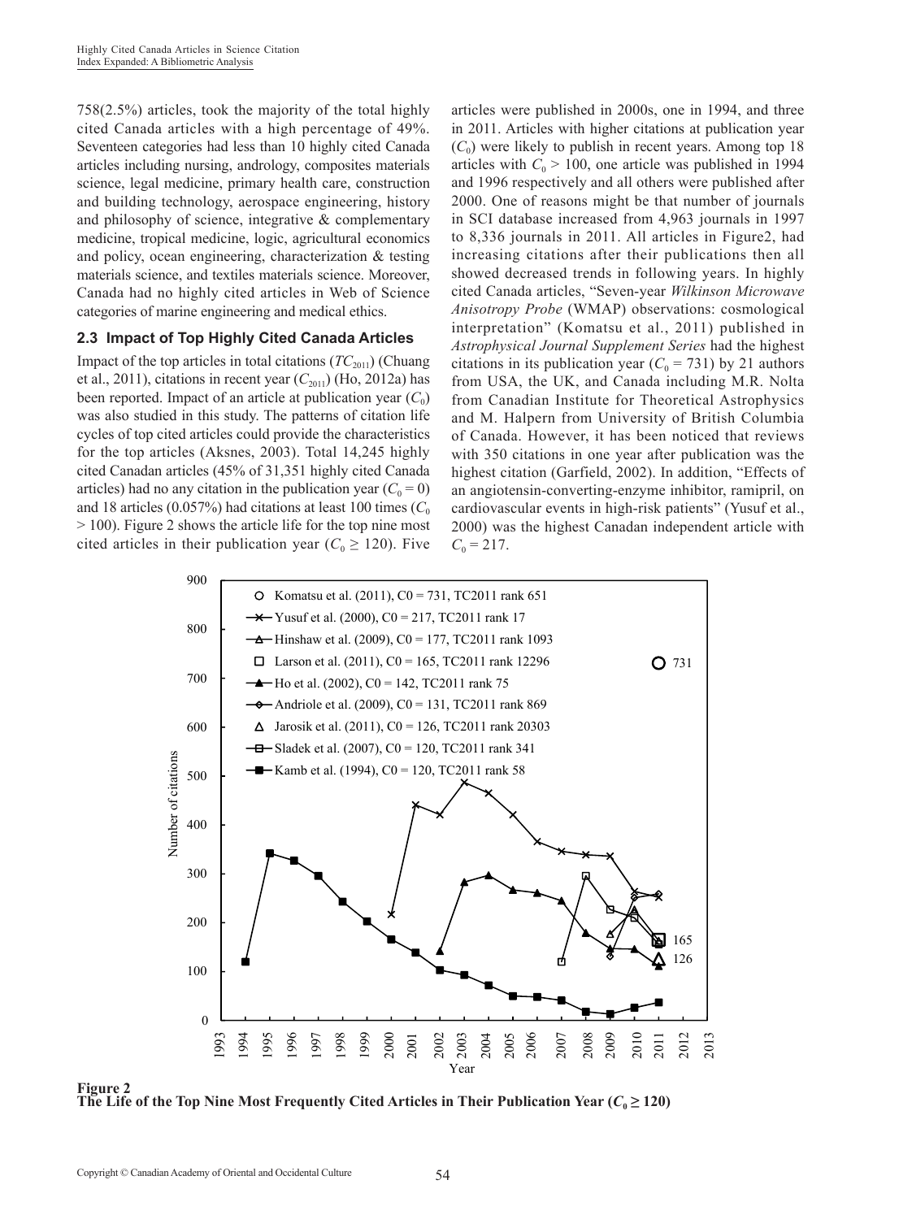758(2.5%) articles, took the majority of the total highly cited Canada articles with a high percentage of 49%. Seventeen categories had less than 10 highly cited Canada articles including nursing, andrology, composites materials science, legal medicine, primary health care, construction and building technology, aerospace engineering, history and philosophy of science, integrative & complementary medicine, tropical medicine, logic, agricultural economics and policy, ocean engineering, characterization & testing materials science, and textiles materials science. Moreover, Canada had no highly cited articles in Web of Science categories of marine engineering and medical ethics.

### 2.3 Impact of Top Highly Cited Canada Articles

Impact of the top articles in total citations ($TC_{2011}$) (Chuang et al., 2011), citations in recent year ($C_{2011}$) (Ho, 2012a) has been reported. Impact of an article at publication year ($C_0$) was also studied in this study. The patterns of citation life cycles of top cited articles could provide the characteristics for the top articles (Aksnes, 2003). Total 14,245 highly cited Canadan articles (45% of 31,351 highly cited Canada articles) had no any citation in the publication year ($C_0 = 0$) and 18 articles (0.057%) had citations at least 100 times ($C_0 > 100$). Figure 2 shows the article life for the top nine most cited articles in their publication year ($C_0 \geq 120$). Five articles were published in 2000s, one in 1994, and three in 2011. Articles with higher citations at publication year ($C_0$) were likely to publish in recent years. Among top 18 articles with $C_0 > 100$, one article was published in 1994 and 1996 respectively and all others were published after 2000. One of reasons might be that number of journals in SCI database increased from 4,963 journals in 1997 to 8,336 journals in 2011. All articles in Figure2, had increasing citations after their publications then all showed decreased trends in following years. In highly cited Canada articles, "Seven-year *Wilkinson Microwave Anisotropy Probe* (WMAP) observations: cosmological interpretation" (Komatsu et al., 2011) published in *Astrophysical Journal Supplement Series* had the highest citations in its publication year ($C_0 = 731$) by 21 authors from USA, the UK, and Canada including M.R. Nolta from Canadian Institute for Theoretical Astrophysics and M. Halpern from University of British Columbia of Canada. However, it has been noticed that reviews with 350 citations in one year after publication was the highest citation (Garfield, 2002). In addition, "Effects of an angiotensin-converting-enzyme inhibitor, ramipril, on cardiovascular events in high-risk patients" (Yusuf et al., 2000) was the highest Canadan independent article with $C_0 = 217$.

**Figure 2**
**The Life of the Top Nine Most Frequently Cited Articles in Their Publication Year ($C_0 \geq 120$)**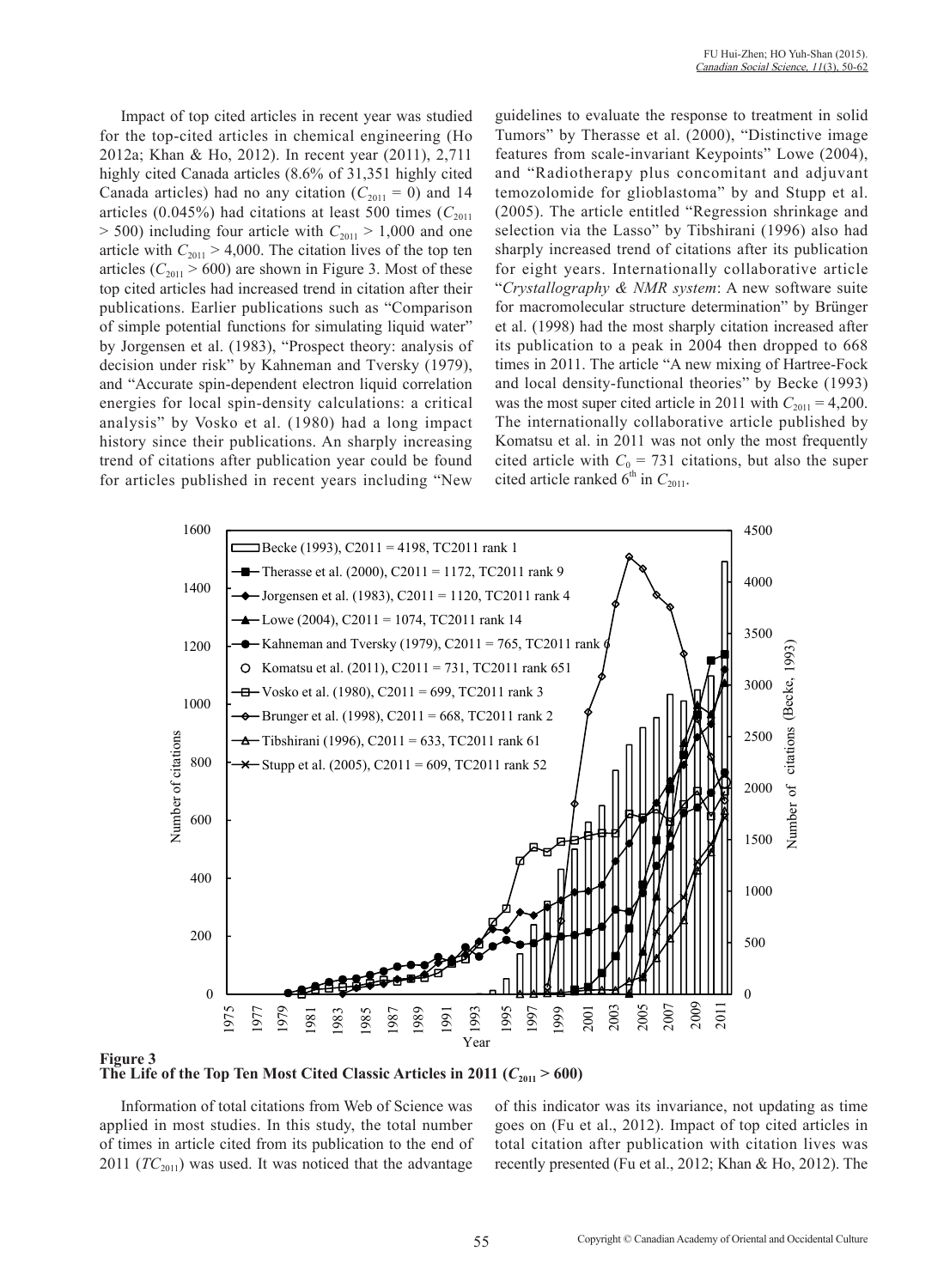Impact of top cited articles in recent year was studied for the top-cited articles in chemical engineering (Ho 2012a; Khan & Ho, 2012). In recent year (2011), 2,711 highly cited Canada articles (8.6% of 31,351 highly cited Canada articles) had no any citation ($C_{2011}$ = 0) and 14 articles (0.045%) had citations at least 500 times ($C_{2011}$ > 500) including four article with $C_{2011}$ > 1,000 and one article with $C_{2011}$ > 4,000. The citation lives of the top ten articles ($C_{2011}$ > 600) are shown in Figure 3. Most of these top cited articles had increased trend in citation after their publications. Earlier publications such as "Comparison of simple potential functions for simulating liquid water" by Jorgensen et al. (1983), "Prospect theory: analysis of decision under risk" by Kahneman and Tversky (1979), and "Accurate spin-dependent electron liquid correlation energies for local spin-density calculations: a critical analysis" by Vosko et al. (1980) had a long impact history since their publications. An sharply increasing trend of citations after publication year could be found for articles published in recent years including "New guidelines to evaluate the response to treatment in solid Tumors" by Therasse et al. (2000), "Distinctive image features from scale-invariant Keypoints" Lowe (2004), and "Radiotherapy plus concomitant and adjuvant temozolomide for glioblastoma" by and Stupp et al. (2005). The article entitled "Regression shrinkage and selection via the Lasso" by Tibshirani (1996) also had sharply increased trend of citations after its publication for eight years. Internationally collaborative article "*Crystallography & NMR system*: A new software suite for macromolecular structure determination" by Brünger et al. (1998) had the most sharply citation increased after its publication to a peak in 2004 then dropped to 668 times in 2011. The article "A new mixing of Hartree-Fock and local density-functional theories" by Becke (1993) was the most super cited article in 2011 with $C_{2011}$ = 4,200. The internationally collaborative article published by Komatsu et al. in 2011 was not only the most frequently cited article with $C_0$ = 731 citations, but also the super cited article ranked 6th in $C_{2011}$.

**Figure 3**
**The Life of the Top Ten Most Cited Classic Articles in 2011 ($C_{2011}$ > 600)**

Information of total citations from Web of Science was applied in most studies. In this study, the total number of times in article cited from its publication to the end of 2011 ($TC_{2011}$) was used. It was noticed that the advantage of this indicator was its invariance, not updating as time goes on (Fu et al., 2012). Impact of top cited articles in total citation after publication with citation lives was recently presented (Fu et al., 2012; Khan & Ho, 2012). The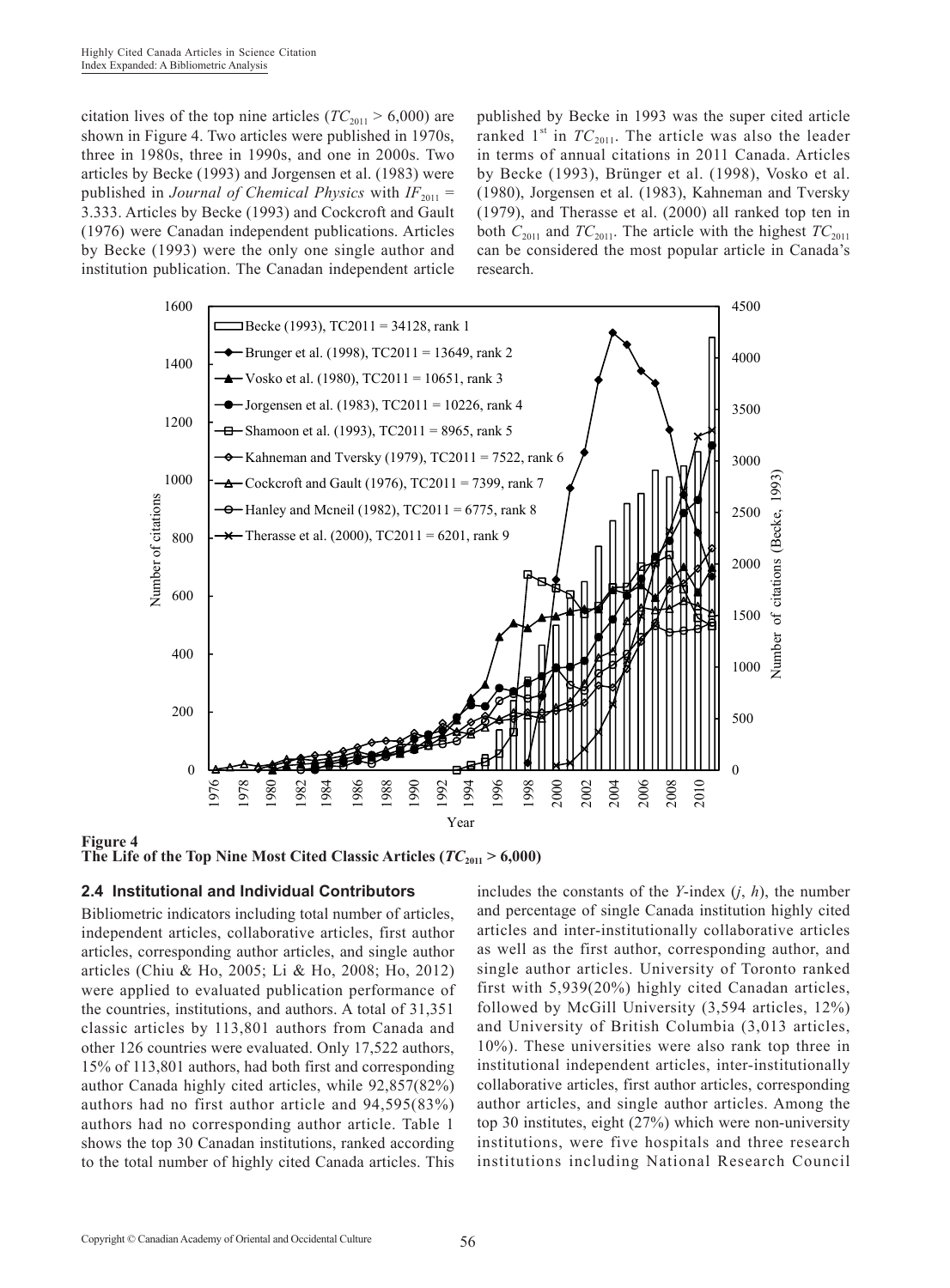citation lives of the top nine articles ($TC_{2011}$ > 6,000) are shown in Figure 4. Two articles were published in 1970s, three in 1980s, three in 1990s, and one in 2000s. Two articles by Becke (1993) and Jorgensen et al. (1983) were published in *Journal of Chemical Physics* with $IF_{2011}$ = 3.333. Articles by Becke (1993) and Cockcroft and Gault (1976) were Canadan independent publications. Articles by Becke (1993) were the only one single author and institution publication. The Canadan independent article published by Becke in 1993 was the super cited article ranked 1st in $TC_{2011}$. The article was also the leader in terms of annual citations in 2011 Canada. Articles by Becke (1993), Brünger et al. (1998), Vosko et al. (1980), Jorgensen et al. (1983), Kahneman and Tversky (1979), and Therasse et al. (2000) all ranked top ten in both $C_{2011}$ and $TC_{2011}$. The article with the highest $TC_{2011}$ can be considered the most popular article in Canada's research.

**Figure 4**
**The Life of the Top Nine Most Cited Classic Articles ($TC_{2011}$ > 6,000)**

## 2.4 Institutional and Individual Contributors

Bibliometric indicators including total number of articles, independent articles, collaborative articles, first author articles, corresponding author articles, and single author articles (Chiu & Ho, 2005; Li & Ho, 2008; Ho, 2012) were applied to evaluated publication performance of the countries, institutions, and authors. A total of 31,351 classic articles by 113,801 authors from Canada and other 126 countries were evaluated. Only 17,522 authors, 15% of 113,801 authors, had both first and corresponding author Canada highly cited articles, while 92,857(82%) authors had no first author article and 94,595(83%) authors had no corresponding author article. Table 1 shows the top 30 Canadan institutions, ranked according to the total number of highly cited Canada articles. This includes the constants of the *Y*-index (*j*, *h*), the number and percentage of single Canada institution highly cited articles and inter-institutionally collaborative articles as well as the first author, corresponding author, and single author articles. University of Toronto ranked first with 5,939(20%) highly cited Canadan articles, followed by McGill University (3,594 articles, 12%) and University of British Columbia (3,013 articles, 10%). These universities were also rank top three in institutional independent articles, inter-institutionally collaborative articles, first author articles, corresponding author articles, and single author articles. Among the top 30 institutes, eight (27%) which were non-university institutions, were five hospitals and three research institutions including National Research Council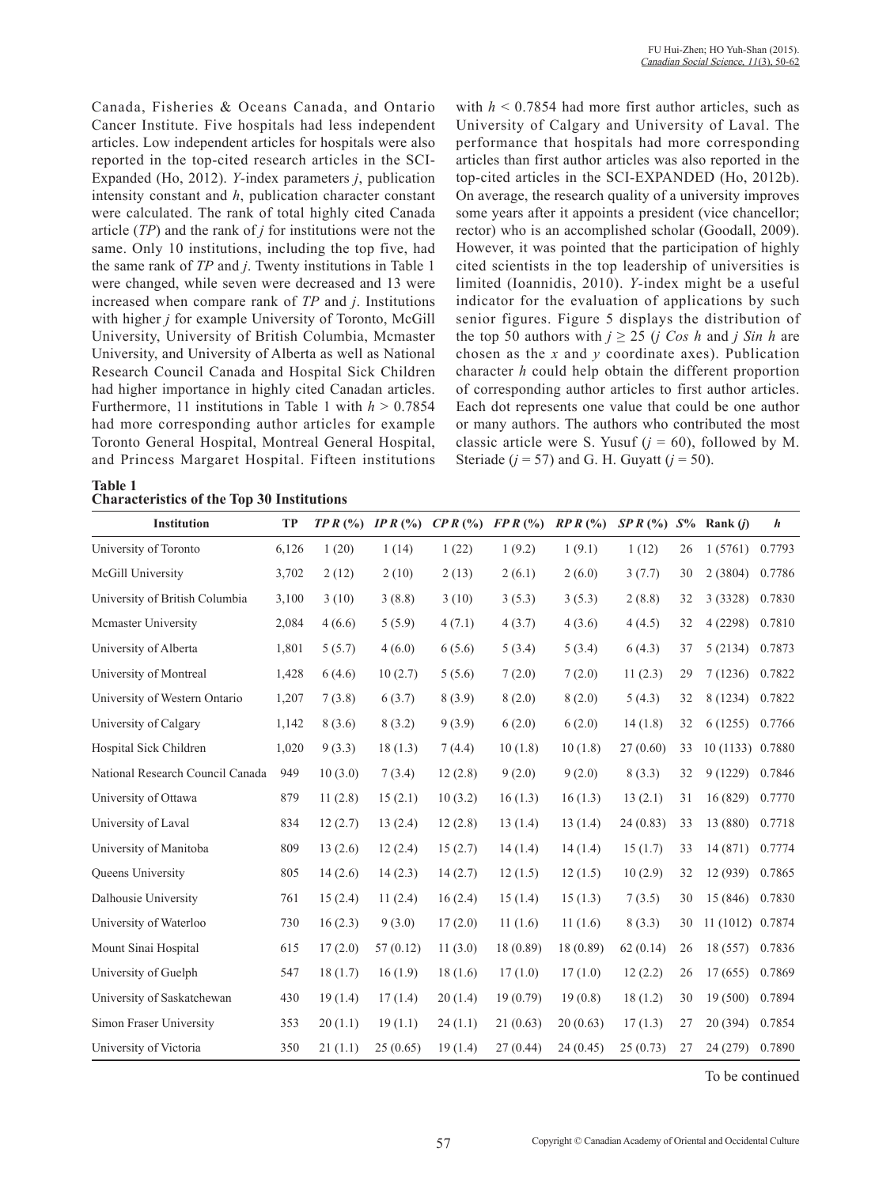Canada, Fisheries & Oceans Canada, and Ontario Cancer Institute. Five hospitals had less independent articles. Low independent articles for hospitals were also reported in the top-cited research articles in the SCI-Expanded (Ho, 2012). *Y*-index parameters *j*, publication intensity constant and *h*, publication character constant were calculated. The rank of total highly cited Canada article (*TP*) and the rank of *j* for institutions were not the same. Only 10 institutions, including the top five, had the same rank of *TP* and *j*. Twenty institutions in Table 1 were changed, while seven were decreased and 13 were increased when compare rank of *TP* and *j*. Institutions with higher *j* for example University of Toronto, McGill University, University of British Columbia, Mcmaster University, and University of Alberta as well as National Research Council Canada and Hospital Sick Children had higher importance in highly cited Canadian articles. Furthermore, 11 institutions in Table 1 with $h > 0.7854$ had more corresponding author articles for example Toronto General Hospital, Montreal General Hospital, and Princess Margaret Hospital. Fifteen institutions with $h < 0.7854$ had more first author articles, such as University of Calgary and University of Laval. The performance that hospitals had more corresponding articles than first author articles was also reported in the top-cited articles in the SCI-EXPANDED (Ho, 2012b). On average, the research quality of a university improves some years after it appoints a president (vice chancellor; rector) who is an accomplished scholar (Goodall, 2009). However, it was pointed that the participation of highly cited scientists in the top leadership of universities is limited (Ioannidis, 2010). *Y*-index might be a useful indicator for the evaluation of applications by such senior figures. Figure 5 displays the distribution of the top 50 authors with $j \geq 25$ ($j \cos h$ and $j \sin h$ are chosen as the *x* and *y* coordinate axes). Publication character *h* could help obtain the different proportion of corresponding author articles to first author articles. Each dot represents one value that could be one author or many authors. The authors who contributed the most classic article were S. Yusuf ($j = 60$), followed by M. Steriade ($j = 57$) and G. H. Guyatt ($j = 50$).

**Table 1**
**Characteristics of the Top 30 Institutions**

| Institution | TP | *TP R* (%) | *IP R* (%) | *CP R* (%) | *FP R* (%) | *RP R* (%) | *SP R* (%) | *S*% | Rank (*j*) | *h* |
|---|---|---|---|---|---|---|---|---|---|---|
| University of Toronto | 6,126 | 1 (20) | 1 (14) | 1 (22) | 1 (9.2) | 1 (9.1) | 1 (12) | 26 | 1 (5761) | 0.7793 |
| McGill University | 3,702 | 2 (12) | 2 (10) | 2 (13) | 2 (6.1) | 2 (6.0) | 3 (7.7) | 30 | 2 (3804) | 0.7786 |
| University of British Columbia | 3,100 | 3 (10) | 3 (8.8) | 3 (10) | 3 (5.3) | 3 (5.3) | 2 (8.8) | 32 | 3 (3328) | 0.7830 |
| Mcmaster University | 2,084 | 4 (6.6) | 5 (5.9) | 4 (7.1) | 4 (3.7) | 4 (3.6) | 4 (4.5) | 32 | 4 (2298) | 0.7810 |
| University of Alberta | 1,801 | 5 (5.7) | 4 (6.0) | 6 (5.6) | 5 (3.4) | 5 (3.4) | 6 (4.3) | 37 | 5 (2134) | 0.7873 |
| University of Montreal | 1,428 | 6 (4.6) | 10 (2.7) | 5 (5.6) | 7 (2.0) | 7 (2.0) | 11 (2.3) | 29 | 7 (1236) | 0.7822 |
| University of Western Ontario | 1,207 | 7 (3.8) | 6 (3.7) | 8 (3.9) | 8 (2.0) | 8 (2.0) | 5 (4.3) | 32 | 8 (1234) | 0.7822 |
| University of Calgary | 1,142 | 8 (3.6) | 8 (3.2) | 9 (3.9) | 6 (2.0) | 6 (2.0) | 14 (1.8) | 32 | 6 (1255) | 0.7766 |
| Hospital Sick Children | 1,020 | 9 (3.3) | 18 (1.3) | 7 (4.4) | 10 (1.8) | 10 (1.8) | 27 (0.60) | 33 | 10 (1133) | 0.7880 |
| National Research Council Canada | 949 | 10 (3.0) | 7 (3.4) | 12 (2.8) | 9 (2.0) | 9 (2.0) | 8 (3.3) | 32 | 9 (1229) | 0.7846 |
| University of Ottawa | 879 | 11 (2.8) | 15 (2.1) | 10 (3.2) | 16 (1.3) | 16 (1.3) | 13 (2.1) | 31 | 16 (829) | 0.7770 |
| University of Laval | 834 | 12 (2.7) | 13 (2.4) | 12 (2.8) | 13 (1.4) | 13 (1.4) | 24 (0.83) | 33 | 13 (880) | 0.7718 |
| University of Manitoba | 809 | 13 (2.6) | 12 (2.4) | 15 (2.7) | 14 (1.4) | 14 (1.4) | 15 (1.7) | 33 | 14 (871) | 0.7774 |
| Queens University | 805 | 14 (2.6) | 14 (2.3) | 14 (2.7) | 12 (1.5) | 12 (1.5) | 10 (2.9) | 32 | 12 (939) | 0.7865 |
| Dalhousie University | 761 | 15 (2.4) | 11 (2.4) | 16 (2.4) | 15 (1.4) | 15 (1.3) | 7 (3.5) | 30 | 15 (846) | 0.7830 |
| University of Waterloo | 730 | 16 (2.3) | 9 (3.0) | 17 (2.0) | 11 (1.6) | 11 (1.6) | 8 (3.3) | 30 | 11 (1012) | 0.7874 |
| Mount Sinai Hospital | 615 | 17 (2.0) | 57 (0.12) | 11 (3.0) | 18 (0.89) | 18 (0.89) | 62 (0.14) | 26 | 18 (557) | 0.7836 |
| University of Guelph | 547 | 18 (1.7) | 16 (1.9) | 18 (1.6) | 17 (1.0) | 17 (1.0) | 12 (2.2) | 26 | 17 (655) | 0.7869 |
| University of Saskatchewan | 430 | 19 (1.4) | 17 (1.4) | 20 (1.4) | 19 (0.79) | 19 (0.8) | 18 (1.2) | 30 | 19 (500) | 0.7894 |
| Simon Fraser University | 353 | 20 (1.1) | 19 (1.1) | 24 (1.1) | 21 (0.63) | 20 (0.63) | 17 (1.3) | 27 | 20 (394) | 0.7854 |
| University of Victoria | 350 | 21 (1.1) | 25 (0.65) | 19 (1.4) | 27 (0.44) | 24 (0.45) | 25 (0.73) | 27 | 24 (279) | 0.7890 |

To be continued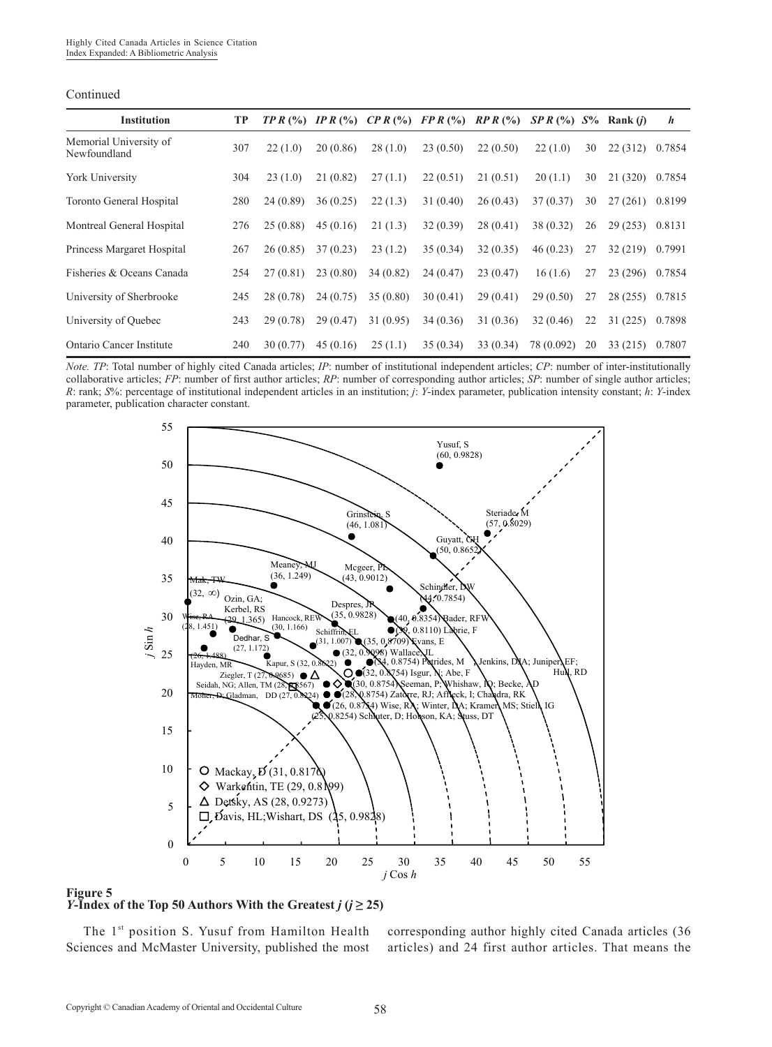Continued

| Institution | TP | *TP R* (%) | *IP R* (%) | *CP R* (%) | *FP R* (%) | *RP R* (%) | *SP R* (%) | *S*% | Rank (*j*) | *h* |
|---|---|---|---|---|---|---|---|---|---|---|
| Memorial University of Newfoundland | 307 | 22 (1.0) | 20 (0.86) | 28 (1.0) | 23 (0.50) | 22 (0.50) | 22 (1.0) | 30 | 22 (312) | 0.7854 |
| York University | 304 | 23 (1.0) | 21 (0.82) | 27 (1.1) | 22 (0.51) | 21 (0.51) | 20 (1.1) | 30 | 21 (320) | 0.7854 |
| Toronto General Hospital | 280 | 24 (0.89) | 36 (0.25) | 22 (1.3) | 31 (0.40) | 26 (0.43) | 37 (0.37) | 30 | 27 (261) | 0.8199 |
| Montreal General Hospital | 276 | 25 (0.88) | 45 (0.16) | 21 (1.3) | 32 (0.39) | 28 (0.41) | 38 (0.32) | 26 | 29 (253) | 0.8131 |
| Princess Margaret Hospital | 267 | 26 (0.85) | 37 (0.23) | 23 (1.2) | 35 (0.34) | 32 (0.35) | 46 (0.23) | 27 | 32 (219) | 0.7991 |
| Fisheries & Oceans Canada | 254 | 27 (0.81) | 23 (0.80) | 34 (0.82) | 24 (0.47) | 23 (0.47) | 16 (1.6) | 27 | 23 (296) | 0.7854 |
| University of Sherbrooke | 245 | 28 (0.78) | 24 (0.75) | 35 (0.80) | 30 (0.41) | 29 (0.41) | 29 (0.50) | 27 | 28 (255) | 0.7815 |
| University of Quebec | 243 | 29 (0.78) | 29 (0.47) | 31 (0.95) | 34 (0.36) | 31 (0.36) | 32 (0.46) | 22 | 31 (225) | 0.7898 |
| Ontario Cancer Institute | 240 | 30 (0.77) | 45 (0.16) | 25 (1.1) | 35 (0.34) | 33 (0.34) | 78 (0.092) | 20 | 33 (215) | 0.7807 |

*Note. TP*: Total number of highly cited Canada articles; *IP*: number of institutional independent articles; *CP*: number of inter-institutionally collaborative articles; *FP*: number of first author articles; *RP*: number of corresponding author articles; *SP*: number of single author articles; *R*: rank; *S%*: percentage of institutional independent articles in an institution; *j*: *Y*-index parameter, publication intensity constant; *h*: *Y*-index parameter, publication character constant.

**Figure 5**
***Y*-Index of the Top 50 Authors With the Greatest *j* ($j \geq 25$)**

The 1st position S. Yusuf from Hamilton Health Sciences and McMaster University, published the most corresponding author highly cited Canada articles (36 articles) and 24 first author articles. That means the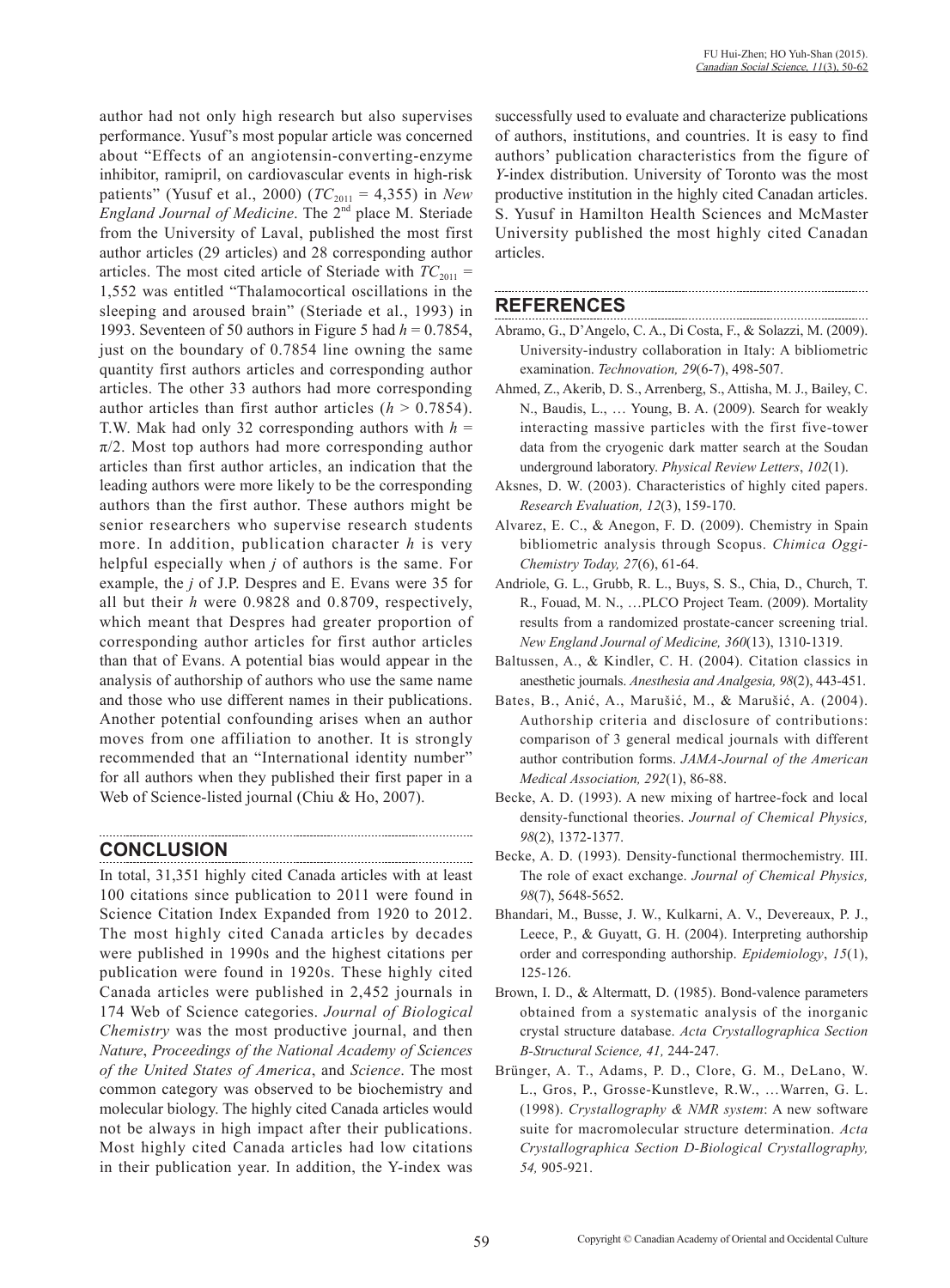author had not only high research but also supervises performance. Yusuf's most popular article was concerned about "Effects of an angiotensin-converting-enzyme inhibitor, ramipril, on cardiovascular events in high-risk patients" (Yusuf et al., 2000) ($TC_{2011}$ = 4,355) in *New England Journal of Medicine*. The 2nd place M. Steriade from the University of Laval, published the most first author articles (29 articles) and 28 corresponding author articles. The most cited article of Steriade with $TC_{2011}$ = 1,552 was entitled "Thalamocortical oscillations in the sleeping and aroused brain" (Steriade et al., 1993) in 1993. Seventeen of 50 authors in Figure 5 had $h$ = 0.7854, just on the boundary of 0.7854 line owning the same quantity first authors articles and corresponding author articles. The other 33 authors had more corresponding author articles than first author articles ($h$ > 0.7854). T.W. Mak had only 32 corresponding authors with $h$ = $\pi/2$. Most top authors had more corresponding author articles than first author articles, an indication that the leading authors were more likely to be the corresponding authors than the first author. These authors might be senior researchers who supervise research students more. In addition, publication character $h$ is very helpful especially when $j$ of authors is the same. For example, the $j$ of J.P. Despres and E. Evans were 35 for all but their $h$ were 0.9828 and 0.8709, respectively, which meant that Despres had greater proportion of corresponding author articles for first author articles than that of Evans. A potential bias would appear in the analysis of authorship of authors who use the same name and those who use different names in their publications. Another potential confounding arises when an author moves from one affiliation to another. It is strongly recommended that an "International identity number" for all authors when they published their first paper in a Web of Science-listed journal (Chiu & Ho, 2007).

## CONCLUSION

In total, 31,351 highly cited Canada articles with at least 100 citations since publication to 2011 were found in Science Citation Index Expanded from 1920 to 2012. The most highly cited Canada articles by decades were published in 1990s and the highest citations per publication were found in 1920s. These highly cited Canada articles were published in 2,452 journals in 174 Web of Science categories. *Journal of Biological Chemistry* was the most productive journal, and then *Nature*, *Proceedings of the National Academy of Sciences of the United States of America*, and *Science*. The most common category was observed to be biochemistry and molecular biology. The highly cited Canada articles would not be always in high impact after their publications. Most highly cited Canada articles had low citations in their publication year. In addition, the Y-index was successfully used to evaluate and characterize publications of authors, institutions, and countries. It is easy to find authors' publication characteristics from the figure of *Y*-index distribution. University of Toronto was the most productive institution in the highly cited Canadan articles. S. Yusuf in Hamilton Health Sciences and McMaster University published the most highly cited Canadan articles.

## REFERENCES

Abramo, G., D'Angelo, C. A., Di Costa, F., & Solazzi, M. (2009). University-industry collaboration in Italy: A bibliometric examination. *Technovation, 29*(6-7), 498-507.

Ahmed, Z., Akerib, D. S., Arrenberg, S., Attisha, M. J., Bailey, C. N., Baudis, L., … Young, B. A. (2009). Search for weakly interacting massive particles with the first five-tower data from the cryogenic dark matter search at the Soudan underground laboratory. *Physical Review Letters*, *102*(1).

Aksnes, D. W. (2003). Characteristics of highly cited papers. *Research Evaluation, 12*(3), 159-170.

Alvarez, E. C., & Anegon, F. D. (2009). Chemistry in Spain bibliometric analysis through Scopus. *Chimica Oggi-Chemistry Today, 27*(6), 61-64.

Andriole, G. L., Grubb, R. L., Buys, S. S., Chia, D., Church, T. R., Fouad, M. N., …PLCO Project Team. (2009). Mortality results from a randomized prostate-cancer screening trial. *New England Journal of Medicine, 360*(13), 1310-1319.

Baltussen, A., & Kindler, C. H. (2004). Citation classics in anesthetic journals. *Anesthesia and Analgesia, 98*(2), 443-451.

Bates, B., Anić, A., Marušić, M., & Marušić, A. (2004). Authorship criteria and disclosure of contributions: comparison of 3 general medical journals with different author contribution forms. *JAMA-Journal of the American Medical Association, 292*(1), 86-88.

Becke, A. D. (1993). A new mixing of hartree-fock and local density-functional theories. *Journal of Chemical Physics, 98*(2), 1372-1377.

Becke, A. D. (1993). Density-functional thermochemistry. III. The role of exact exchange. *Journal of Chemical Physics, 98*(7), 5648-5652.

Bhandari, M., Busse, J. W., Kulkarni, A. V., Devereaux, P. J., Leece, P., & Guyatt, G. H. (2004). Interpreting authorship order and corresponding authorship. *Epidemiology*, *15*(1), 125-126.

Brown, I. D., & Altermatt, D. (1985). Bond-valence parameters obtained from a systematic analysis of the inorganic crystal structure database. *Acta Crystallographica Section B-Structural Science, 41,* 244-247.

Brünger, A. T., Adams, P. D., Clore, G. M., DeLano, W. L., Gros, P., Grosse-Kunstleve, R.W., …Warren, G. L. (1998). *Crystallography & NMR system*: A new software suite for macromolecular structure determination. *Acta Crystallographica Section D-Biological Crystallography, 54,* 905-921.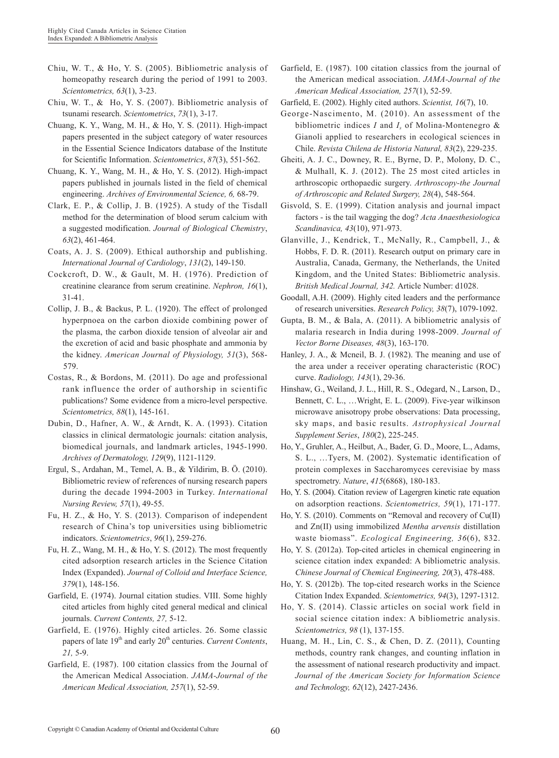Chiu, W. T., & Ho, Y. S. (2005). Bibliometric analysis of homeopathy research during the period of 1991 to 2003. *Scientometrics, 63*(1), 3-23.

Chiu, W. T., & Ho, Y. S. (2007). Bibliometric analysis of tsunami research. *Scientometrics*, *73*(1), 3-17.

Chuang, K. Y., Wang, M. H., & Ho, Y. S. (2011). High-impact papers presented in the subject category of water resources in the Essential Science Indicators database of the Institute for Scientific Information. *Scientometrics*, *87*(3), 551-562.

Chuang, K. Y., Wang, M. H., & Ho, Y. S. (2012). High-impact papers published in journals listed in the field of chemical engineering. *Archives of Environmental Science, 6,* 68-79.

Clark, E. P., & Collip, J. B. (1925). A study of the Tisdall method for the determination of blood serum calcium with a suggested modification. *Journal of Biological Chemistry*, *63*(2), 461-464.

Coats, A. J. S. (2009). Ethical authorship and publishing. *International Journal of Cardiology*, *131*(2), 149-150.

Cockcroft, D. W., & Gault, M. H. (1976). Prediction of creatinine clearance from serum creatinine. *Nephron, 16*(1), 31-41.

Collip, J. B., & Backus, P. L. (1920). The effect of prolonged hyperpnoea on the carbon dioxide combining power of the plasma, the carbon dioxide tension of alveolar air and the excretion of acid and basic phosphate and ammonia by the kidney. *American Journal of Physiology, 51*(3), 568-579.

Costas, R., & Bordons, M. (2011). Do age and professional rank influence the order of authorship in scientific publications? Some evidence from a micro-level perspective. *Scientometrics, 88*(1), 145-161.

Dubin, D., Hafner, A. W., & Arndt, K. A. (1993). Citation classics in clinical dermatologic journals: citation analysis, biomedical journals, and landmark articles, 1945-1990. *Archives of Dermatology, 129*(9), 1121-1129.

Ergul, S., Ardahan, M., Temel, A. B., & Yildirim, B. Ö. (2010). Bibliometric review of references of nursing research papers during the decade 1994-2003 in Turkey. *International Nursing Review, 57*(1), 49-55.

Fu, H. Z., & Ho, Y. S. (2013). Comparison of independent research of China's top universities using bibliometric indicators. *Scientometrics*, *96*(1), 259-276.

Fu, H. Z., Wang, M. H., & Ho, Y. S. (2012). The most frequently cited adsorption research articles in the Science Citation Index (Expanded). *Journal of Colloid and Interface Science, 379*(1), 148-156.

Garfield, E. (1974). Journal citation studies. VIII. Some highly cited articles from highly cited general medical and clinical journals. *Current Contents, 27,* 5-12.

Garfield, E. (1976). Highly cited articles. 26. Some classic papers of late 19[th] and early 20[th] centuries. *Current Contents*, *21,* 5-9.

Garfield, E. (1987). 100 citation classics from the Journal of the American Medical Association. *JAMA-Journal of the American Medical Association, 257*(1), 52-59.

Garfield, E. (1987). 100 citation classics from the journal of the American medical association. *JAMA-Journal of the American Medical Association, 257*(1), 52-59.

Garfield, E. (2002). Highly cited authors. *Scientist, 16*(7), 10.

George-Nascimento, M. (2010). An assessment of the bibliometric indices *I* and $I_s$ of Molina-Montenegro & Gianoli applied to researchers in ecological sciences in Chile. *Revista Chilena de Historia Natural, 83*(2), 229-235.

Gheiti, A. J. C., Downey, R. E., Byrne, D. P., Molony, D. C., & Mulhall, K. J. (2012). The 25 most cited articles in arthroscopic orthopaedic surgery. *Arthroscopy-the Journal of Arthroscopic and Related Surgery, 28*(4), 548-564.

Gisvold, S. E. (1999). Citation analysis and journal impact factors - is the tail wagging the dog? *Acta Anaesthesiologica Scandinavica, 43*(10), 971-973.

Glanville, J., Kendrick, T., McNally, R., Campbell, J., & Hobbs, F. D. R. (2011). Research output on primary care in Australia, Canada, Germany, the Netherlands, the United Kingdom, and the United States: Bibliometric analysis. *British Medical Journal, 342.* Article Number: d1028.

Goodall, A.H. (2009). Highly cited leaders and the performance of research universities. *Research Policy, 38*(7), 1079-1092.

Gupta, B. M., & Bala, A. (2011). A bibliometric analysis of malaria research in India during 1998-2009. *Journal of Vector Borne Diseases, 48*(3), 163-170.

Hanley, J. A., & Mcneil, B. J. (1982). The meaning and use of the area under a receiver operating characteristic (ROC) curve. *Radiology, 143*(1), 29-36.

Hinshaw, G., Weiland, J. L., Hill, R. S., Odegard, N., Larson, D., Bennett, C. L., …Wright, E. L. (2009). Five-year wilkinson microwave anisotropy probe observations: Data processing, sky maps, and basic results. *Astrophysical Journal Supplement Series*, *180*(2), 225-245.

Ho, Y., Gruhler, A., Heilbut, A., Bader, G. D., Moore, L., Adams, S. L., …Tyers, M. (2002). Systematic identification of protein complexes in Saccharomyces cerevisiae by mass spectrometry. *Nature*, *415*(6868), 180-183.

Ho, Y. S. (2004). Citation review of Lagergren kinetic rate equation on adsorption reactions. *Scientometrics, 59*(1), 171-177.

Ho, Y. S. (2010). Comments on "Removal and recovery of Cu(II) and Zn(II) using immobilized *Mentha arvensis* distillation waste biomass". *Ecological Engineering, 36*(6), 832.

Ho, Y. S. (2012a). Top-cited articles in chemical engineering in science citation index expanded: A bibliometric analysis. *Chinese Journal of Chemical Engineering, 20*(3), 478-488.

Ho, Y. S. (2012b). The top-cited research works in the Science Citation Index Expanded. *Scientometrics, 94*(3), 1297-1312.

Ho, Y. S. (2014). Classic articles on social work field in social science citation index: A bibliometric analysis. *Scientometrics, 98* (1), 137-155.

Huang, M. H., Lin, C. S., & Chen, D. Z. (2011), Counting methods, country rank changes, and counting inflation in the assessment of national research productivity and impact. *Journal of the American Society for Information Science and Technology, 62*(12), 2427-2436.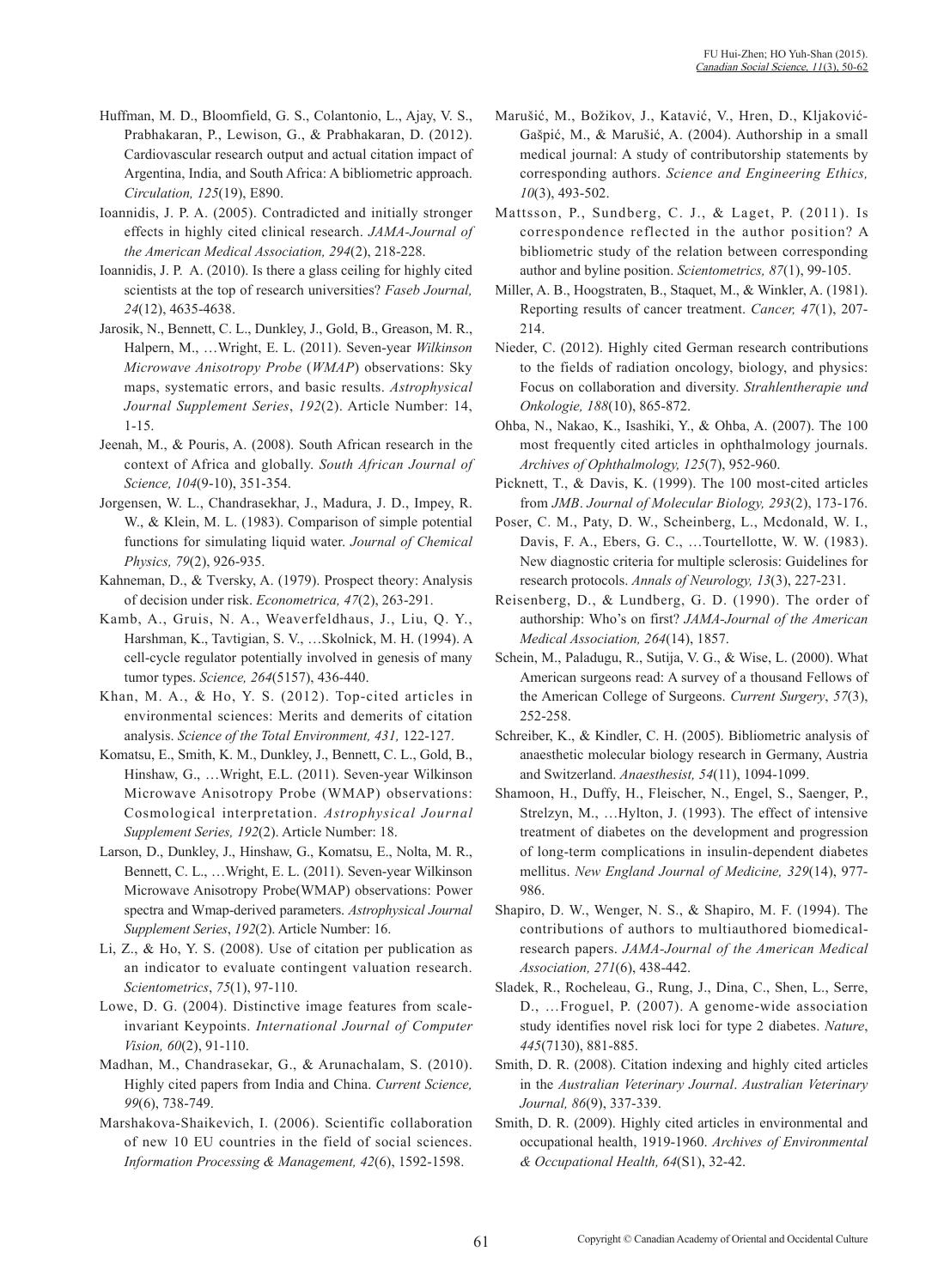Huffman, M. D., Bloomfield, G. S., Colantonio, L., Ajay, V. S., Prabhakaran, P., Lewison, G., & Prabhakaran, D. (2012). Cardiovascular research output and actual citation impact of Argentina, India, and South Africa: A bibliometric approach. *Circulation, 125*(19), E890.

Ioannidis, J. P. A. (2005). Contradicted and initially stronger effects in highly cited clinical research. *JAMA-Journal of the American Medical Association, 294*(2), 218-228.

Ioannidis, J. P. A. (2010). Is there a glass ceiling for highly cited scientists at the top of research universities? *Faseb Journal, 24*(12), 4635-4638.

Jarosik, N., Bennett, C. L., Dunkley, J., Gold, B., Greason, M. R., Halpern, M., …Wright, E. L. (2011). Seven-year *Wilkinson Microwave Anisotropy Probe* (*WMAP*) observations: Sky maps, systematic errors, and basic results. *Astrophysical Journal Supplement Series*, *192*(2). Article Number: 14, 1-15.

Jeenah, M., & Pouris, A. (2008). South African research in the context of Africa and globally. *South African Journal of Science, 104*(9-10), 351-354.

Jorgensen, W. L., Chandrasekhar, J., Madura, J. D., Impey, R. W., & Klein, M. L. (1983). Comparison of simple potential functions for simulating liquid water. *Journal of Chemical Physics, 79*(2), 926-935.

Kahneman, D., & Tversky, A. (1979). Prospect theory: Analysis of decision under risk. *Econometrica, 47*(2), 263-291.

Kamb, A., Gruis, N. A., Weaverfeldhaus, J., Liu, Q. Y., Harshman, K., Tavtigian, S. V., …Skolnick, M. H. (1994). A cell-cycle regulator potentially involved in genesis of many tumor types. *Science, 264*(5157), 436-440.

Khan, M. A., & Ho, Y. S. (2012). Top-cited articles in environmental sciences: Merits and demerits of citation analysis. *Science of the Total Environment, 431,* 122-127.

Komatsu, E., Smith, K. M., Dunkley, J., Bennett, C. L., Gold, B., Hinshaw, G., …Wright, E.L. (2011). Seven-year Wilkinson Microwave Anisotropy Probe (WMAP) observations: Cosmological interpretation. *Astrophysical Journal Supplement Series, 192*(2). Article Number: 18.

Larson, D., Dunkley, J., Hinshaw, G., Komatsu, E., Nolta, M. R., Bennett, C. L., …Wright, E. L. (2011). Seven-year Wilkinson Microwave Anisotropy Probe(WMAP) observations: Power spectra and Wmap-derived parameters. *Astrophysical Journal Supplement Series*, *192*(2). Article Number: 16.

Li, Z., & Ho, Y. S. (2008). Use of citation per publication as an indicator to evaluate contingent valuation research. *Scientometrics*, *75*(1), 97-110.

Lowe, D. G. (2004). Distinctive image features from scale-invariant Keypoints. *International Journal of Computer Vision, 60*(2), 91-110.

Madhan, M., Chandrasekar, G., & Arunachalam, S. (2010). Highly cited papers from India and China. *Current Science, 99*(6), 738-749.

Marshakova-Shaikevich, I. (2006). Scientific collaboration of new 10 EU countries in the field of social sciences. *Information Processing & Management, 42*(6), 1592-1598.

Marušić, M., Božikov, J., Katavić, V., Hren, D., Kljaković-Gašpić, M., & Marušić, A. (2004). Authorship in a small medical journal: A study of contributorship statements by corresponding authors. *Science and Engineering Ethics, 10*(3), 493-502.

Mattsson, P., Sundberg, C. J., & Laget, P. (2011). Is correspondence reflected in the author position? A bibliometric study of the relation between corresponding author and byline position. *Scientometrics, 87*(1), 99-105.

Miller, A. B., Hoogstraten, B., Staquet, M., & Winkler, A. (1981). Reporting results of cancer treatment. *Cancer, 47*(1), 207-214.

Nieder, C. (2012). Highly cited German research contributions to the fields of radiation oncology, biology, and physics: Focus on collaboration and diversity. *Strahlentherapie und Onkologie, 188*(10), 865-872.

Ohba, N., Nakao, K., Isashiki, Y., & Ohba, A. (2007). The 100 most frequently cited articles in ophthalmology journals. *Archives of Ophthalmology, 125*(7), 952-960.

Picknett, T., & Davis, K. (1999). The 100 most-cited articles from *JMB*. *Journal of Molecular Biology, 293*(2), 173-176.

Poser, C. M., Paty, D. W., Scheinberg, L., Mcdonald, W. I., Davis, F. A., Ebers, G. C., …Tourtellotte, W. W. (1983). New diagnostic criteria for multiple sclerosis: Guidelines for research protocols. *Annals of Neurology, 13*(3), 227-231.

Reisenberg, D., & Lundberg, G. D. (1990). The order of authorship: Who's on first? *JAMA-Journal of the American Medical Association, 264*(14), 1857.

Schein, M., Paladugu, R., Sutija, V. G., & Wise, L. (2000). What American surgeons read: A survey of a thousand Fellows of the American College of Surgeons. *Current Surgery*, *57*(3), 252-258.

Schreiber, K., & Kindler, C. H. (2005). Bibliometric analysis of anaesthetic molecular biology research in Germany, Austria and Switzerland. *Anaesthesist, 54*(11), 1094-1099.

Shamoon, H., Duffy, H., Fleischer, N., Engel, S., Saenger, P., Strelzyn, M., …Hylton, J. (1993). The effect of intensive treatment of diabetes on the development and progression of long-term complications in insulin-dependent diabetes mellitus. *New England Journal of Medicine, 329*(14), 977-986.

Shapiro, D. W., Wenger, N. S., & Shapiro, M. F. (1994). The contributions of authors to multiauthored biomedical-research papers. *JAMA-Journal of the American Medical Association, 271*(6), 438-442.

Sladek, R., Rocheleau, G., Rung, J., Dina, C., Shen, L., Serre, D., …Froguel, P. (2007). A genome-wide association study identifies novel risk loci for type 2 diabetes. *Nature*, *445*(7130), 881-885.

Smith, D. R. (2008). Citation indexing and highly cited articles in the *Australian Veterinary Journal*. *Australian Veterinary Journal, 86*(9), 337-339.

Smith, D. R. (2009). Highly cited articles in environmental and occupational health, 1919-1960. *Archives of Environmental & Occupational Health, 64*(S1), 32-42.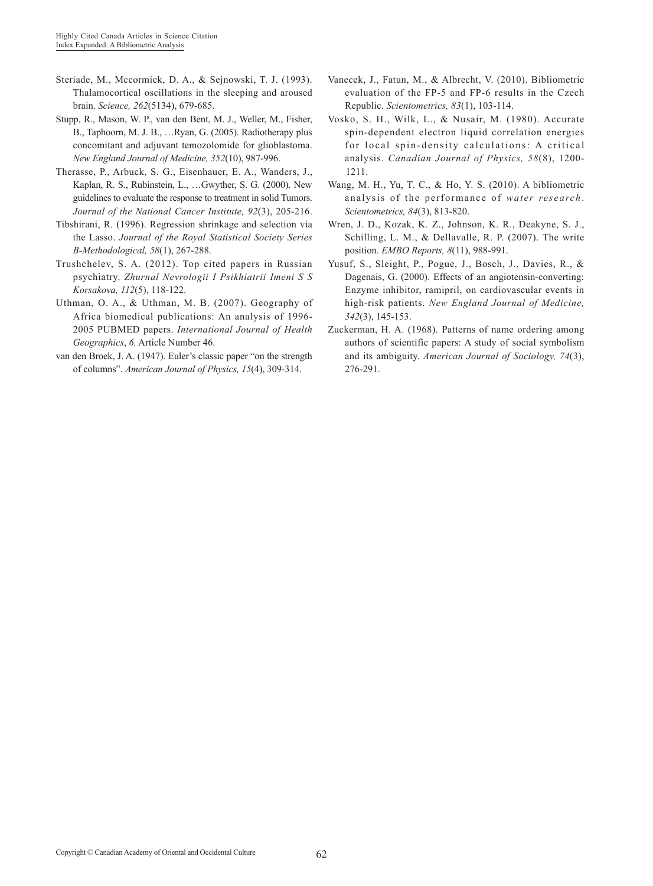Steriade, M., Mccormick, D. A., & Sejnowski, T. J. (1993). Thalamocortical oscillations in the sleeping and aroused brain. *Science, 262*(5134), 679-685.

Stupp, R., Mason, W. P., van den Bent, M. J., Weller, M., Fisher, B., Taphoorn, M. J. B., …Ryan, G. (2005). Radiotherapy plus concomitant and adjuvant temozolomide for glioblastoma. *New England Journal of Medicine, 352*(10), 987-996.

Therasse, P., Arbuck, S. G., Eisenhauer, E. A., Wanders, J., Kaplan, R. S., Rubinstein, L., …Gwyther, S. G. (2000). New guidelines to evaluate the response to treatment in solid Tumors. *Journal of the National Cancer Institute, 92*(3), 205-216.

Tibshirani, R. (1996). Regression shrinkage and selection via the Lasso. *Journal of the Royal Statistical Society Series B-Methodological, 58*(1), 267-288.

Trushchelev, S. A. (2012). Top cited papers in Russian psychiatry. *Zhurnal Nevrologii I Psikhiatrii Imeni S S Korsakova, 112*(5), 118-122.

Uthman, O. A., & Uthman, M. B. (2007). Geography of Africa biomedical publications: An analysis of 1996-2005 PUBMED papers. *International Journal of Health Geographics*, *6.* Article Number 46.

van den Broek, J. A. (1947). Euler's classic paper "on the strength of columns". *American Journal of Physics, 15*(4), 309-314.

Vanecek, J., Fatun, M., & Albrecht, V. (2010). Bibliometric evaluation of the FP-5 and FP-6 results in the Czech Republic. *Scientometrics, 83*(1), 103-114.

Vosko, S. H., Wilk, L., & Nusair, M. (1980). Accurate spin-dependent electron liquid correlation energies for local spin-density calculations: A critical analysis. *Canadian Journal of Physics, 58*(8), 1200-1211.

Wang, M. H., Yu, T. C., & Ho, Y. S. (2010). A bibliometric analysis of the performance of *water research*. *Scientometrics, 84*(3), 813-820.

Wren, J. D., Kozak, K. Z., Johnson, K. R., Deakyne, S. J., Schilling, L. M., & Dellavalle, R. P. (2007). The write position. *EMBO Reports, 8*(11), 988-991.

Yusuf, S., Sleight, P., Pogue, J., Bosch, J., Davies, R., & Dagenais, G. (2000). Effects of an angiotensin-converting: Enzyme inhibitor, ramipril, on cardiovascular events in high-risk patients. *New England Journal of Medicine, 342*(3), 145-153.

Zuckerman, H. A. (1968). Patterns of name ordering among authors of scientific papers: A study of social symbolism and its ambiguity. *American Journal of Sociology, 74*(3), 276-291.